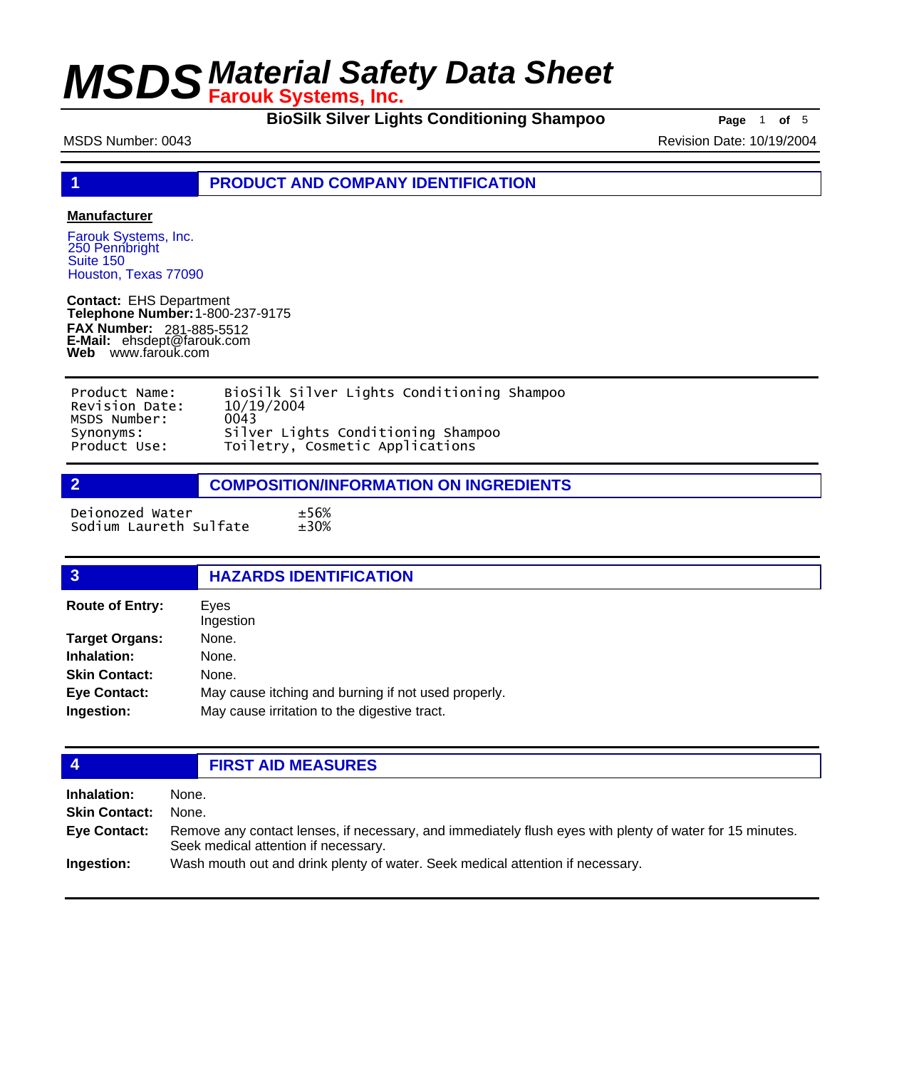# MSDS Material Safety Data Sheet

**Farouk Systems, Inc.**

**BioSilk Silver Lights Conditioning Shampoo**

MSDS Number: 0043

Revision Date: 10/19/2004

## 1 PRODUCT AND COMPANY IDENTIFICATION

**Manufacturer**

Farouk Systems, Inc.
250 Pennbright
Suite 150
Houston, Texas 77090

**Contact:** EHS Department
**Telephone Number:** 1-800-237-9175
**FAX Number:** 281-885-5512
**E-Mail:** ehsdept@farouk.com
**Web** www.farouk.com

| | |
|---|---|
| Product Name: | BioSilk Silver Lights Conditioning Shampoo |
| Revision Date: | 10/19/2004 |
| MSDS Number: | 0043 |
| Synonyms: | Silver Lights Conditioning Shampoo |
| Product Use: | Toiletry, Cosmetic Applications |

## 2 COMPOSITION/INFORMATION ON INGREDIENTS

| | |
|---|---|
| Deionozed Water | ±56% |
| Sodium Laureth Sulfate | ±30% |

## 3 HAZARDS IDENTIFICATION

**Route of Entry:** Eyes
Ingestion

**Target Organs:** None.

**Inhalation:** None.

**Skin Contact:** None.

**Eye Contact:** May cause itching and burning if not used properly.

**Ingestion:** May cause irritation to the digestive tract.

## 4 FIRST AID MEASURES

**Inhalation:** None.

**Skin Contact:** None.

**Eye Contact:** Remove any contact lenses, if necessary, and immediately flush eyes with plenty of water for 15 minutes. Seek medical attention if necessary.

**Ingestion:** Wash mouth out and drink plenty of water. Seek medical attention if necessary.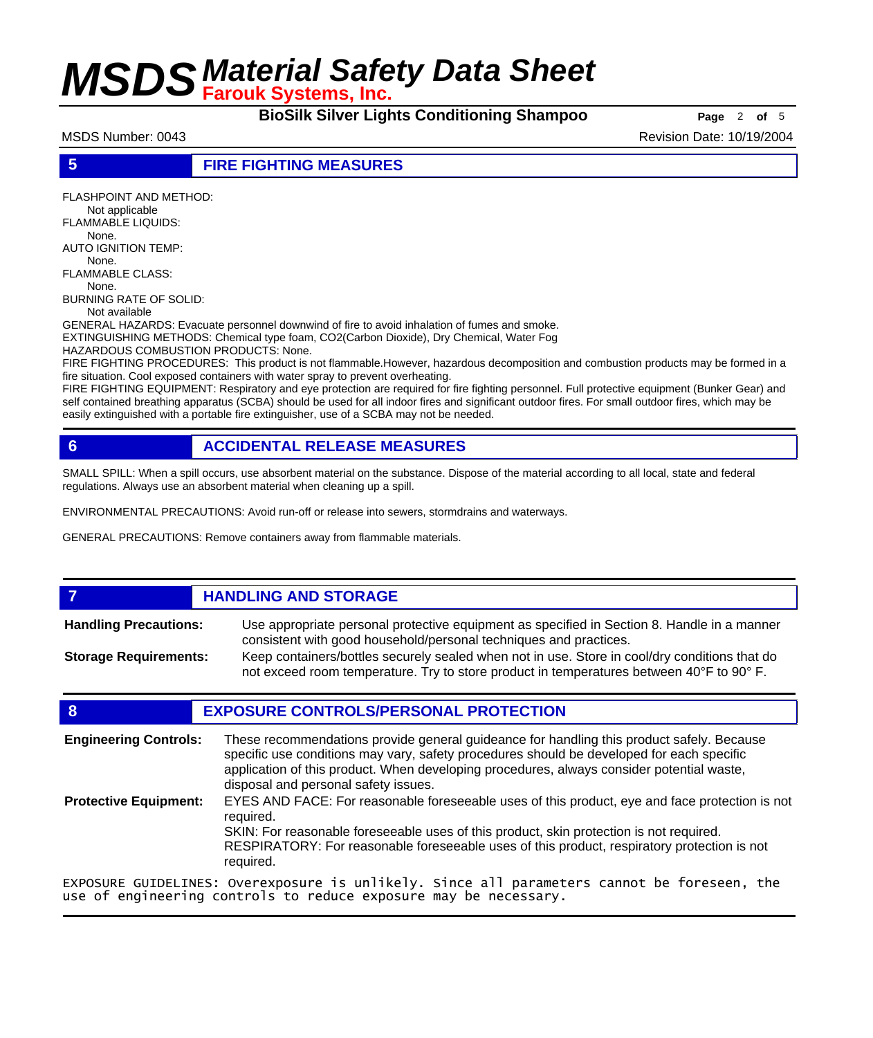## 5 FIRE FIGHTING MEASURES

FLASHPOINT AND METHOD:
Not applicable
FLAMMABLE LIQUIDS:
None.
AUTO IGNITION TEMP:
None.
FLAMMABLE CLASS:
None.
BURNING RATE OF SOLID:
Not available
GENERAL HAZARDS: Evacuate personnel downwind of fire to avoid inhalation of fumes and smoke.
EXTINGUISHING METHODS: Chemical type foam, $CO_2$(Carbon Dioxide), Dry Chemical, Water Fog
HAZARDOUS COMBUSTION PRODUCTS: None.
FIRE FIGHTING PROCEDURES: This product is not flammable.However, hazardous decomposition and combustion products may be formed in a fire situation. Cool exposed containers with water spray to prevent overheating.
FIRE FIGHTING EQUIPMENT: Respiratory and eye protection are required for fire fighting personnel. Full protective equipment (Bunker Gear) and self contained breathing apparatus (SCBA) should be used for all indoor fires and significant outdoor fires. For small outdoor fires, which may be easily extinguished with a portable fire extinguisher, use of a SCBA may not be needed.

## 6 ACCIDENTAL RELEASE MEASURES

SMALL SPILL: When a spill occurs, use absorbent material on the substance. Dispose of the material according to all local, state and federal regulations. Always use an absorbent material when cleaning up a spill.

ENVIRONMENTAL PRECAUTIONS: Avoid run-off or release into sewers, stormdrains and waterways.

GENERAL PRECAUTIONS: Remove containers away from flammable materials.

## 7 HANDLING AND STORAGE

**Handling Precautions:** Use appropriate personal protective equipment as specified in Section 8. Handle in a manner consistent with good household/personal techniques and practices.

**Storage Requirements:** Keep containers/bottles securely sealed when not in use. Store in cool/dry conditions that do not exceed room temperature. Try to store product in temperatures between 40°F to 90° F.

## 8 EXPOSURE CONTROLS/PERSONAL PROTECTION

**Engineering Controls:** These recommendations provide general guideance for handling this product safely. Because specific use conditions may vary, safety procedures should be developed for each specific application of this product. When developing procedures, always consider potential waste, disposal and personal safety issues.

**Protective Equipment:** EYES AND FACE: For reasonable foreseeable uses of this product, eye and face protection is not required.
SKIN: For reasonable foreseeable uses of this product, skin protection is not required.
RESPIRATORY: For reasonable foreseeable uses of this product, respiratory protection is not required.

EXPOSURE GUIDELINES: Overexposure is unlikely. Since all parameters cannot be foreseen, the use of engineering controls to reduce exposure may be necessary.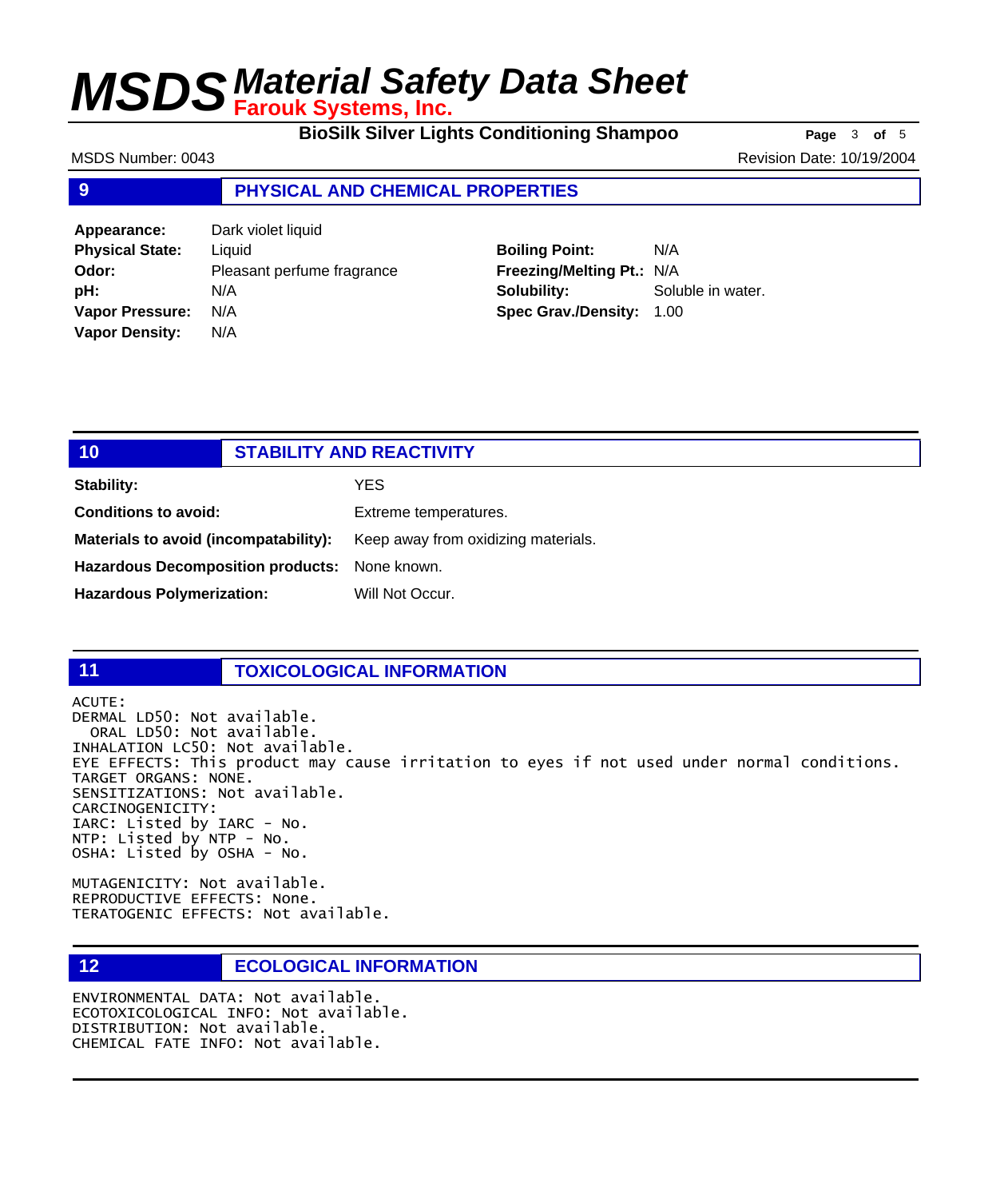## 9 PHYSICAL AND CHEMICAL PROPERTIES

**Appearance:** Dark violet liquid
**Physical State:** Liquid
**Odor:** Pleasant perfume fragrance
**pH:** N/A
**Vapor Pressure:** N/A
**Vapor Density:** N/A

**Boiling Point:** N/A
**Freezing/Melting Pt.:** N/A
**Solubility:** Soluble in water.
**Spec Grav./Density:** 1.00

## 10 STABILITY AND REACTIVITY

**Stability:** YES

**Conditions to avoid:** Extreme temperatures.

**Materials to avoid (incompatability):** Keep away from oxidizing materials.

**Hazardous Decomposition products:** None known.

**Hazardous Polymerization:** Will Not Occur.

## 11 TOXICOLOGICAL INFORMATION

```
ACUTE:
DERMAL LD50: Not available.
  ORAL LD50: Not available.
INHALATION LC50: Not available.
EYE EFFECTS: This product may cause irritation to eyes if not used under normal conditions.
TARGET ORGANS: NONE.
SENSITIZATIONS: Not available.
CARCINOGENICITY:
IARC: Listed by IARC - No.
NTP: Listed by NTP - No.
OSHA: Listed by OSHA - No.

MUTAGENICITY: Not available.
REPRODUCTIVE EFFECTS: None.
TERATOGENIC EFFECTS: Not available.
```

## 12 ECOLOGICAL INFORMATION

```
ENVIRONMENTAL DATA: Not available.
ECOTOXICOLOGICAL INFO: Not available.
DISTRIBUTION: Not available.
CHEMICAL FATE INFO: Not available.
```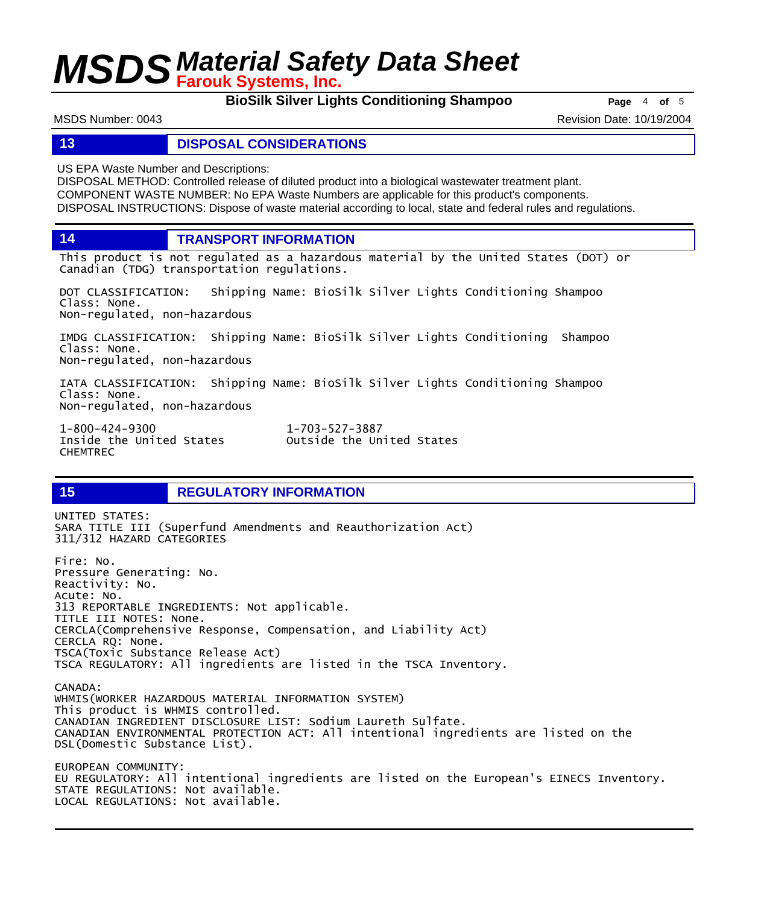## 13 DISPOSAL CONSIDERATIONS

US EPA Waste Number and Descriptions:
DISPOSAL METHOD: Controlled release of diluted product into a biological wastewater treatment plant.
COMPONENT WASTE NUMBER: No EPA Waste Numbers are applicable for this product's components.
DISPOSAL INSTRUCTIONS: Dispose of waste material according to local, state and federal rules and regulations.

## 14 TRANSPORT INFORMATION

This product is not regulated as a hazardous material by the United States (DOT) or Canadian (TDG) transportation regulations.

DOT CLASSIFICATION: Shipping Name: BioSilk Silver Lights Conditioning Shampoo
Class: None.
Non-regulated, non-hazardous

IMDG CLASSIFICATION: Shipping Name: BioSilk Silver Lights Conditioning Shampoo
Class: None.
Non-regulated, non-hazardous

IATA CLASSIFICATION: Shipping Name: BioSilk Silver Lights Conditioning Shampoo
Class: None.
Non-regulated, non-hazardous

| 1-800-424-9300 | 1-703-527-3887 |
|---|---|
| Inside the United States | Outside the United States |
| CHEMTREC | |

## 15 REGULATORY INFORMATION

UNITED STATES:
SARA TITLE III (Superfund Amendments and Reauthorization Act)
311/312 HAZARD CATEGORIES

Fire: No.
Pressure Generating: No.
Reactivity: No.
Acute: No.
313 REPORTABLE INGREDIENTS: Not applicable.
TITLE III NOTES: None.
CERCLA(Comprehensive Response, Compensation, and Liability Act)
CERCLA RQ: None.
TSCA(Toxic Substance Release Act)
TSCA REGULATORY: All ingredients are listed in the TSCA Inventory.

CANADA:
WHMIS(WORKER HAZARDOUS MATERIAL INFORMATION SYSTEM)
This product is WHMIS controlled.
CANADIAN INGREDIENT DISCLOSURE LIST: Sodium Laureth Sulfate.
CANADIAN ENVIRONMENTAL PROTECTION ACT: All intentional ingredients are listed on the DSL(Domestic Substance List).

EUROPEAN COMMUNITY:
EU REGULATORY: All intentional ingredients are listed on the European's EINECS Inventory.
STATE REGULATIONS: Not available.
LOCAL REGULATIONS: Not available.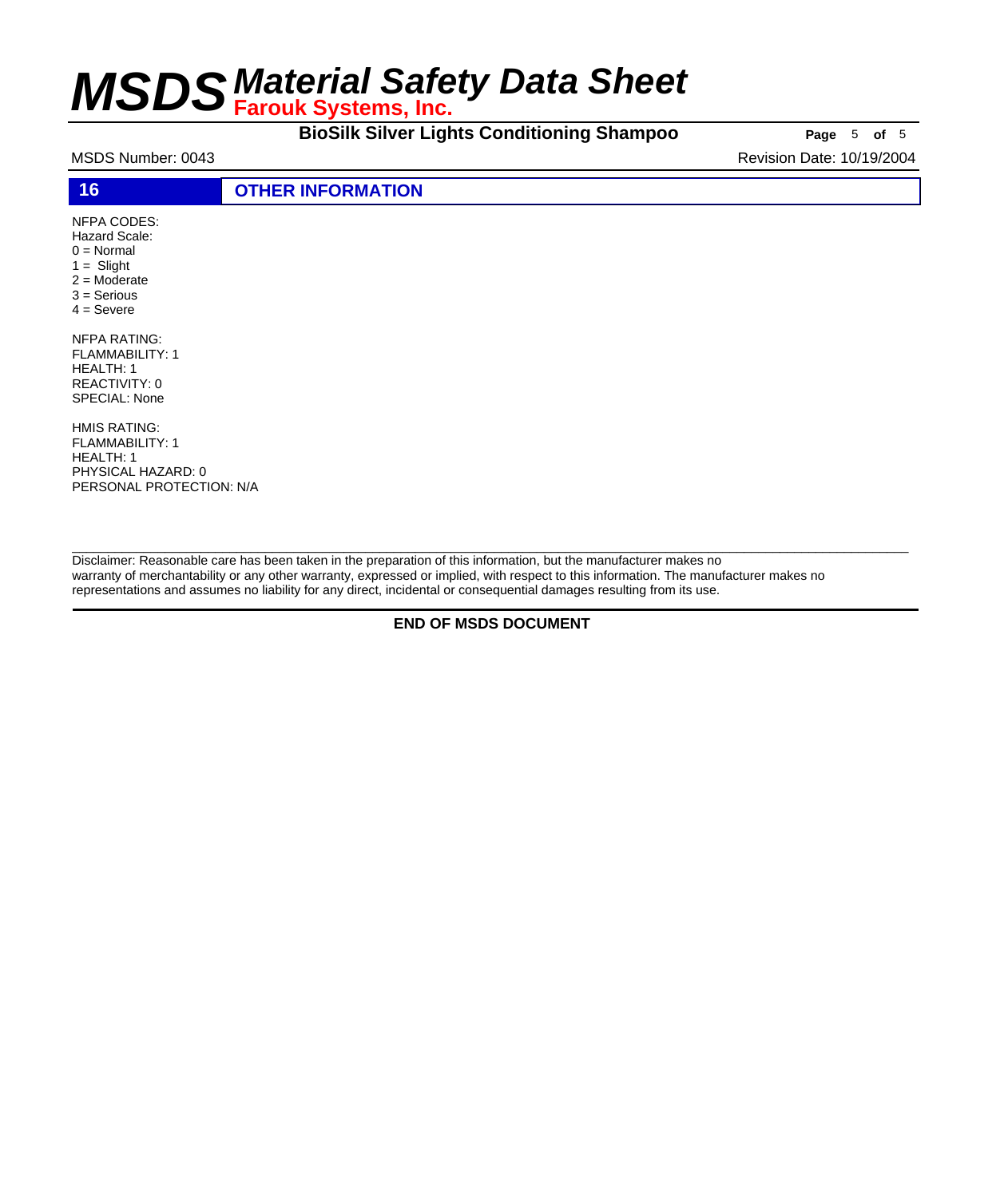## 16 OTHER INFORMATION

NFPA CODES:
Hazard Scale:
0 = Normal
1 = Slight
2 = Moderate
3 = Serious
4 = Severe

NFPA RATING:
FLAMMABILITY: 1
HEALTH: 1
REACTIVITY: 0
SPECIAL: None

HMIS RATING:
FLAMMABILITY: 1
HEALTH: 1
PHYSICAL HAZARD: 0
PERSONAL PROTECTION: N/A

---

Disclaimer: Reasonable care has been taken in the preparation of this information, but the manufacturer makes no warranty of merchantability or any other warranty, expressed or implied, with respect to this information. The manufacturer makes no representations and assumes no liability for any direct, incidental or consequential damages resulting from its use.

---

**END OF MSDS DOCUMENT**